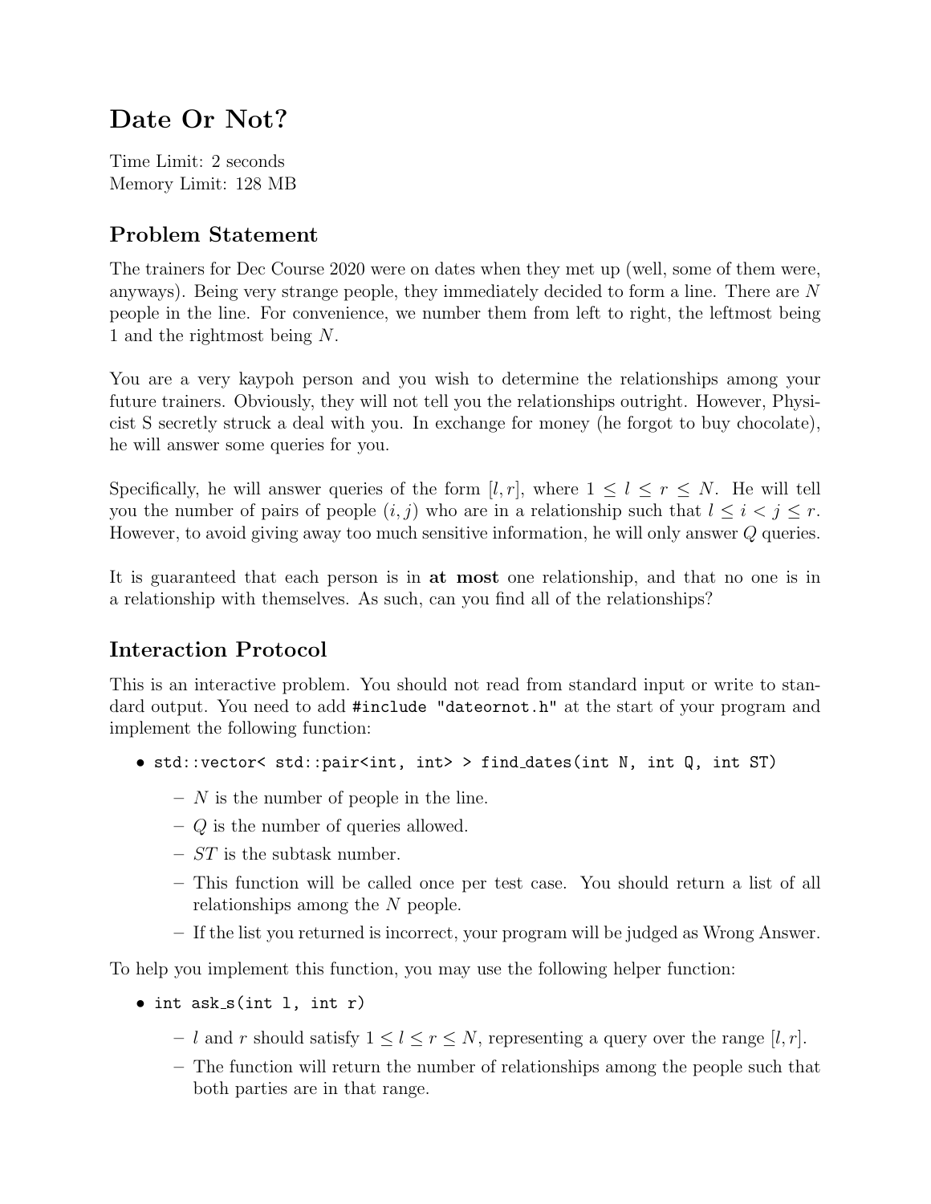# Date Or Not?

Time Limit: 2 seconds
Memory Limit: 128 MB

## Problem Statement

The trainers for Dec Course 2020 were on dates when they met up (well, some of them were, anyways). Being very strange people, they immediately decided to form a line. There are $N$ people in the line. For convenience, we number them from left to right, the leftmost being 1 and the rightmost being $N$.

You are a very kaypoh person and you wish to determine the relationships among your future trainers. Obviously, they will not tell you the relationships outright. However, Physicist S secretly struck a deal with you. In exchange for money (he forgot to buy chocolate), he will answer some queries for you.

Specifically, he will answer queries of the form $[l, r]$, where $1 \leq l \leq r \leq N$. He will tell you the number of pairs of people $(i, j)$ who are in a relationship such that $l \leq i < j \leq r$. However, to avoid giving away too much sensitive information, he will only answer $Q$ queries.

It is guaranteed that each person is in **at most** one relationship, and that no one is in a relationship with themselves. As such, can you find all of the relationships?

## Interaction Protocol

This is an interactive problem. You should not read from standard input or write to standard output. You need to add `#include "dateornot.h"` at the start of your program and implement the following function:

- `std::vector< std::pair<int, int> > find_dates(int N, int Q, int ST)`
  - $N$ is the number of people in the line.
  - $Q$ is the number of queries allowed.
  - $ST$ is the subtask number.
  - This function will be called once per test case. You should return a list of all relationships among the $N$ people.
  - If the list you returned is incorrect, your program will be judged as Wrong Answer.

To help you implement this function, you may use the following helper function:

- `int ask_s(int l, int r)`
  - $l$ and $r$ should satisfy $1 \leq l \leq r \leq N$, representing a query over the range $[l, r]$.
  - The function will return the number of relationships among the people such that both parties are in that range.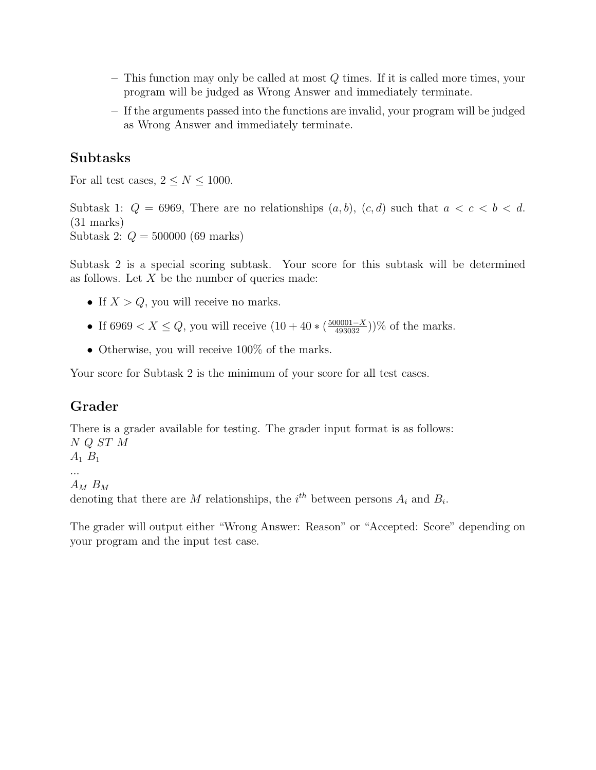- This function may only be called at most $Q$ times. If it is called more times, your program will be judged as Wrong Answer and immediately terminate.
- If the arguments passed into the functions are invalid, your program will be judged as Wrong Answer and immediately terminate.

## Subtasks

For all test cases, $2 \leq N \leq 1000$.

Subtask 1: $Q = 6969$, There are no relationships $(a, b)$, $(c, d)$ such that $a < c < b < d$. (31 marks)
Subtask 2: $Q = 500000$ (69 marks)

Subtask 2 is a special scoring subtask. Your score for this subtask will be determined as follows. Let $X$ be the number of queries made:

- If $X > Q$, you will receive no marks.
- If $6969 < X \leq Q$, you will receive $(10 + 40 * (\frac{500001-X}{493032}))\%$ of the marks.
- Otherwise, you will receive 100% of the marks.

Your score for Subtask 2 is the minimum of your score for all test cases.

## Grader

There is a grader available for testing. The grader input format is as follows:
$N$ $Q$ $ST$ $M$
$A_1$ $B_1$
...
$A_M$ $B_M$
denoting that there are $M$ relationships, the $i^{th}$ between persons $A_i$ and $B_i$.

The grader will output either "Wrong Answer: Reason" or "Accepted: Score" depending on your program and the input test case.